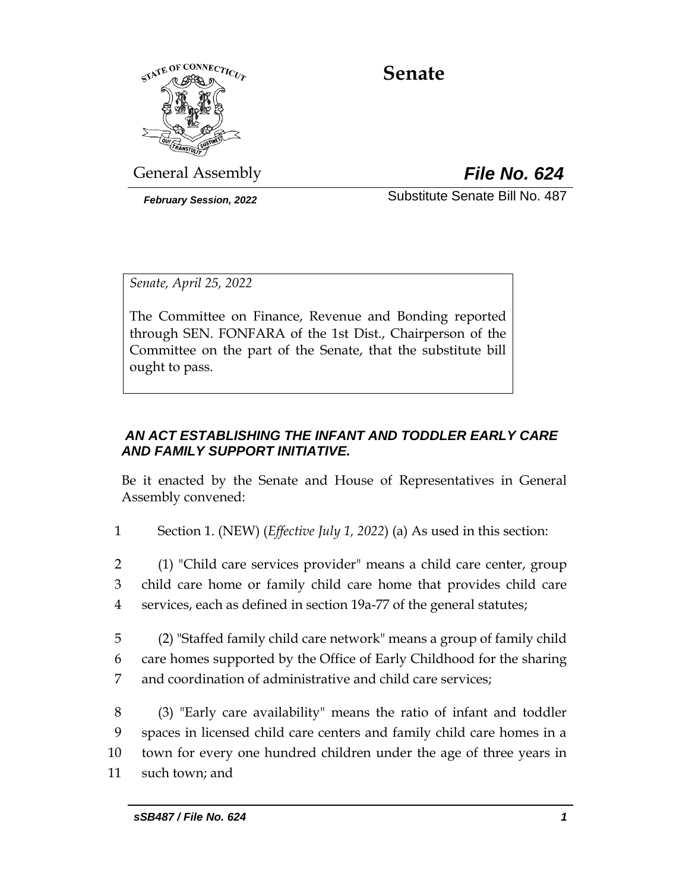# Senate

General Assembly **File No. 624**

*February Session, 2022* Substitute Senate Bill No. 487

*Senate, April 25, 2022*

The Committee on Finance, Revenue and Bonding reported through SEN. FONFARA of the 1st Dist., Chairperson of the Committee on the part of the Senate, that the substitute bill ought to pass.

***AN ACT ESTABLISHING THE INFANT AND TODDLER EARLY CARE AND FAMILY SUPPORT INITIATIVE.***

Be it enacted by the Senate and House of Representatives in General Assembly convened:

1 Section 1. (NEW) (*Effective July 1, 2022*) (a) As used in this section:

2 (1) "Child care services provider" means a child care center, group
3 child care home or family child care home that provides child care
4 services, each as defined in section 19a-77 of the general statutes;

5 (2) "Staffed family child care network" means a group of family child
6 care homes supported by the Office of Early Childhood for the sharing
7 and coordination of administrative and child care services;

8 (3) "Early care availability" means the ratio of infant and toddler
9 spaces in licensed child care centers and family child care homes in a
10 town for every one hundred children under the age of three years in
11 such town; and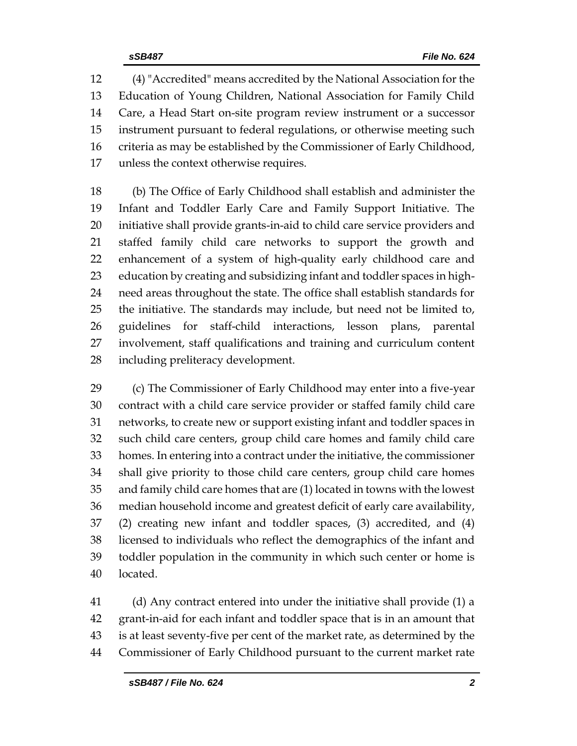(4) "Accredited" means accredited by the National Association for the Education of Young Children, National Association for Family Child Care, a Head Start on-site program review instrument or a successor instrument pursuant to federal regulations, or otherwise meeting such criteria as may be established by the Commissioner of Early Childhood, unless the context otherwise requires.

(b) The Office of Early Childhood shall establish and administer the Infant and Toddler Early Care and Family Support Initiative. The initiative shall provide grants-in-aid to child care service providers and staffed family child care networks to support the growth and enhancement of a system of high-quality early childhood care and education by creating and subsidizing infant and toddler spaces in high-need areas throughout the state. The office shall establish standards for the initiative. The standards may include, but need not be limited to, guidelines for staff-child interactions, lesson plans, parental involvement, staff qualifications and training and curriculum content including preliteracy development.

(c) The Commissioner of Early Childhood may enter into a five-year contract with a child care service provider or staffed family child care networks, to create new or support existing infant and toddler spaces in such child care centers, group child care homes and family child care homes. In entering into a contract under the initiative, the commissioner shall give priority to those child care centers, group child care homes and family child care homes that are (1) located in towns with the lowest median household income and greatest deficit of early care availability, (2) creating new infant and toddler spaces, (3) accredited, and (4) licensed to individuals who reflect the demographics of the infant and toddler population in the community in which such center or home is located.

(d) Any contract entered into under the initiative shall provide (1) a grant-in-aid for each infant and toddler space that is in an amount that is at least seventy-five per cent of the market rate, as determined by the Commissioner of Early Childhood pursuant to the current market rate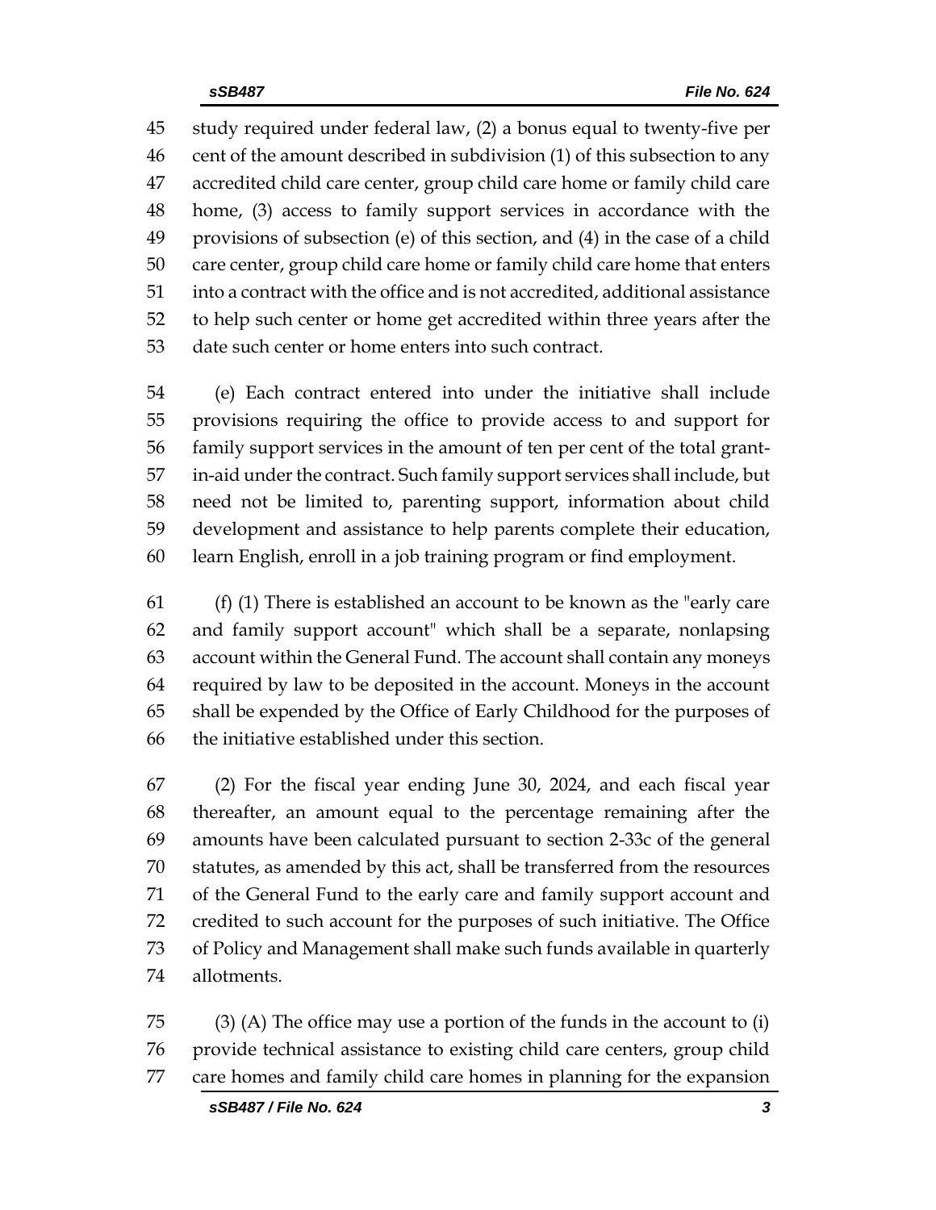study required under federal law, (2) a bonus equal to twenty-five per cent of the amount described in subdivision (1) of this subsection to any accredited child care center, group child care home or family child care home, (3) access to family support services in accordance with the provisions of subsection (e) of this section, and (4) in the case of a child care center, group child care home or family child care home that enters into a contract with the office and is not accredited, additional assistance to help such center or home get accredited within three years after the date such center or home enters into such contract.

(e) Each contract entered into under the initiative shall include provisions requiring the office to provide access to and support for family support services in the amount of ten per cent of the total grant-in-aid under the contract. Such family support services shall include, but need not be limited to, parenting support, information about child development and assistance to help parents complete their education, learn English, enroll in a job training program or find employment.

(f) (1) There is established an account to be known as the "early care and family support account" which shall be a separate, nonlapsing account within the General Fund. The account shall contain any moneys required by law to be deposited in the account. Moneys in the account shall be expended by the Office of Early Childhood for the purposes of the initiative established under this section.

(2) For the fiscal year ending June 30, 2024, and each fiscal year thereafter, an amount equal to the percentage remaining after the amounts have been calculated pursuant to section 2-33c of the general statutes, as amended by this act, shall be transferred from the resources of the General Fund to the early care and family support account and credited to such account for the purposes of such initiative. The Office of Policy and Management shall make such funds available in quarterly allotments.

(3) (A) The office may use a portion of the funds in the account to (i) provide technical assistance to existing child care centers, group child care homes and family child care homes in planning for the expansion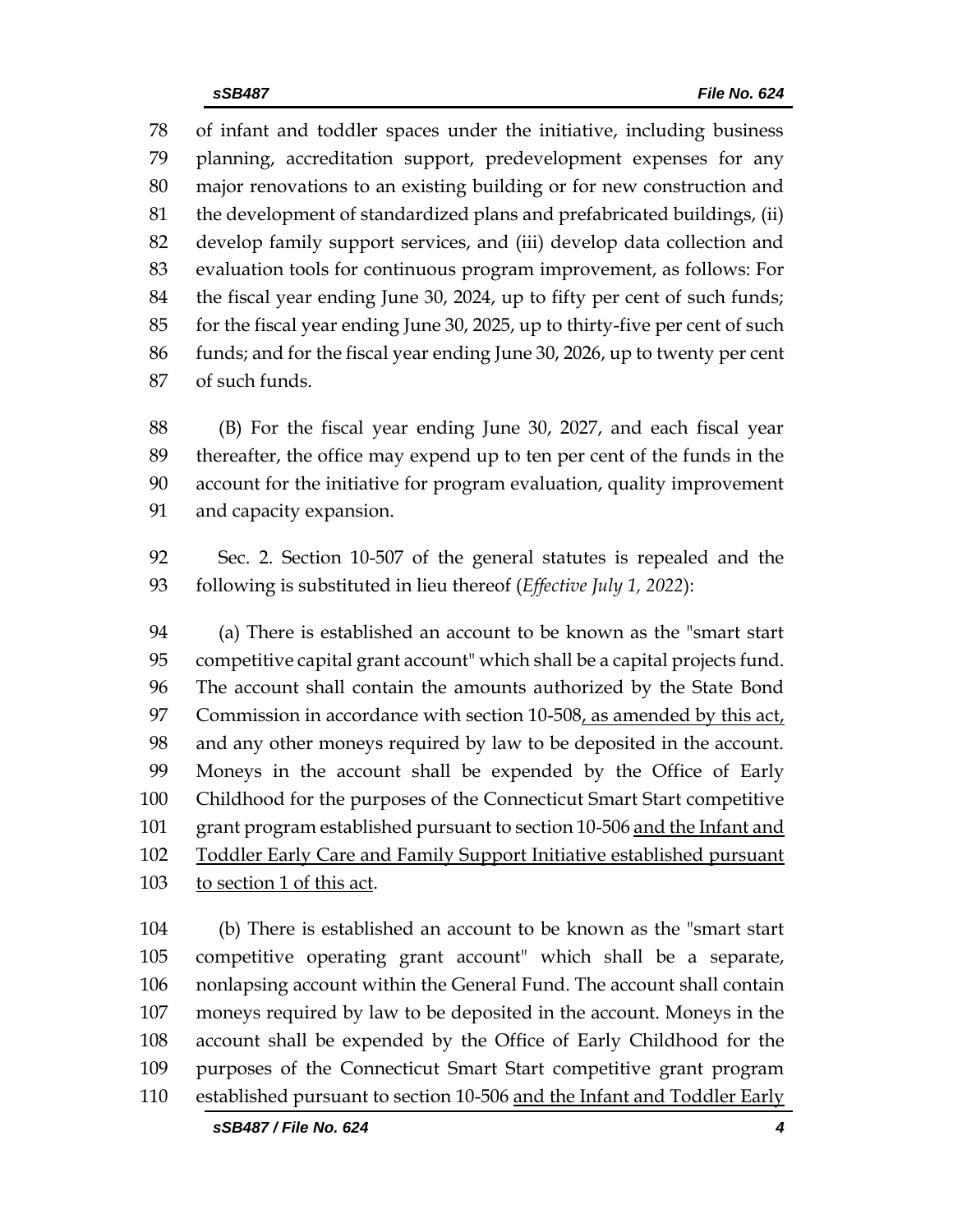of infant and toddler spaces under the initiative, including business planning, accreditation support, predevelopment expenses for any major renovations to an existing building or for new construction and the development of standardized plans and prefabricated buildings, (ii) develop family support services, and (iii) develop data collection and evaluation tools for continuous program improvement, as follows: For the fiscal year ending June 30, 2024, up to fifty per cent of such funds; for the fiscal year ending June 30, 2025, up to thirty-five per cent of such funds; and for the fiscal year ending June 30, 2026, up to twenty per cent of such funds.

(B) For the fiscal year ending June 30, 2027, and each fiscal year thereafter, the office may expend up to ten per cent of the funds in the account for the initiative for program evaluation, quality improvement and capacity expansion.

Sec. 2. Section 10-507 of the general statutes is repealed and the following is substituted in lieu thereof (*Effective July 1, 2022*):

(a) There is established an account to be known as the "smart start competitive capital grant account" which shall be a capital projects fund. The account shall contain the amounts authorized by the State Bond Commission in accordance with section 10-508<u>, as amended by this act,</u> and any other moneys required by law to be deposited in the account. Moneys in the account shall be expended by the Office of Early Childhood for the purposes of the Connecticut Smart Start competitive grant program established pursuant to section 10-506 <u>and the Infant and Toddler Early Care and Family Support Initiative established pursuant to section 1 of this act</u>.

(b) There is established an account to be known as the "smart start competitive operating grant account" which shall be a separate, nonlapsing account within the General Fund. The account shall contain moneys required by law to be deposited in the account. Moneys in the account shall be expended by the Office of Early Childhood for the purposes of the Connecticut Smart Start competitive grant program established pursuant to section 10-506 <u>and the Infant and Toddler Early</u>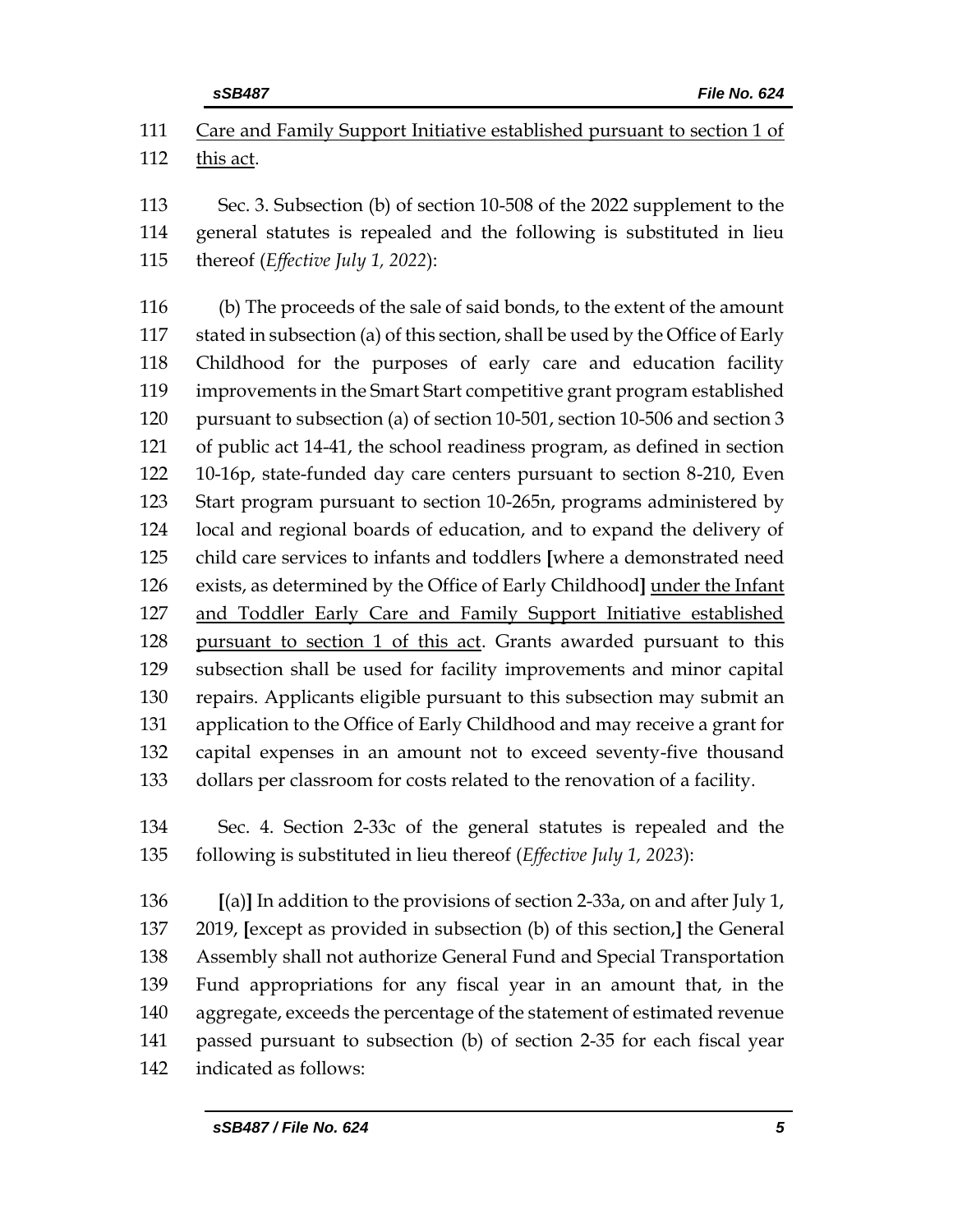111 Care and Family Support Initiative established pursuant to section 1 of
112 this act.

113 Sec. 3. Subsection (b) of section 10-508 of the 2022 supplement to the
114 general statutes is repealed and the following is substituted in lieu
115 thereof (*Effective July 1, 2022*):

116 (b) The proceeds of the sale of said bonds, to the extent of the amount
117 stated in subsection (a) of this section, shall be used by the Office of Early
118 Childhood for the purposes of early care and education facility
119 improvements in the Smart Start competitive grant program established
120 pursuant to subsection (a) of section 10-501, section 10-506 and section 3
121 of public act 14-41, the school readiness program, as defined in section
122 10-16p, state-funded day care centers pursuant to section 8-210, Even
123 Start program pursuant to section 10-265n, programs administered by
124 local and regional boards of education, and to expand the delivery of
125 child care services to infants and toddlers **[**where a demonstrated need
126 exists, as determined by the Office of Early Childhood**]** under the Infant
127 and Toddler Early Care and Family Support Initiative established
128 pursuant to section 1 of this act. Grants awarded pursuant to this
129 subsection shall be used for facility improvements and minor capital
130 repairs. Applicants eligible pursuant to this subsection may submit an
131 application to the Office of Early Childhood and may receive a grant for
132 capital expenses in an amount not to exceed seventy-five thousand
133 dollars per classroom for costs related to the renovation of a facility.

134 Sec. 4. Section 2-33c of the general statutes is repealed and the
135 following is substituted in lieu thereof (*Effective July 1, 2023*):

136 **[**(a)**]** In addition to the provisions of section 2-33a, on and after July 1,
137 2019, **[**except as provided in subsection (b) of this section,**]** the General
138 Assembly shall not authorize General Fund and Special Transportation
139 Fund appropriations for any fiscal year in an amount that, in the
140 aggregate, exceeds the percentage of the statement of estimated revenue
141 passed pursuant to subsection (b) of section 2-35 for each fiscal year
142 indicated as follows: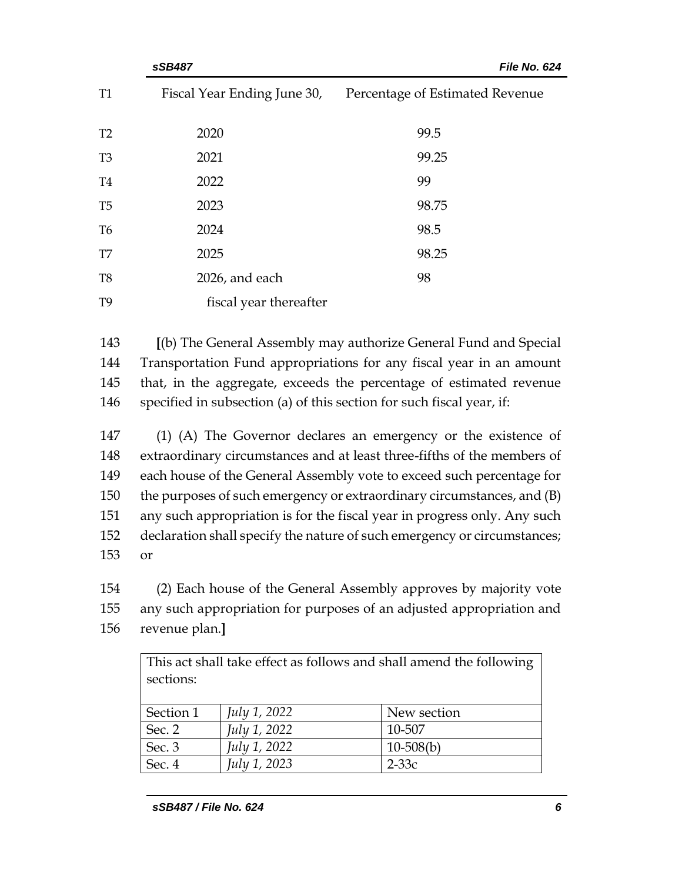| Fiscal Year Ending June 30, | Percentage of Estimated Revenue |
|---|---|
| 2020 | 99.5 |
| 2021 | 99.25 |
| 2022 | 99 |
| 2023 | 98.75 |
| 2024 | 98.5 |
| 2025 | 98.25 |
| 2026, and each fiscal year thereafter | 98 |

**[**(b) The General Assembly may authorize General Fund and Special Transportation Fund appropriations for any fiscal year in an amount that, in the aggregate, exceeds the percentage of estimated revenue specified in subsection (a) of this section for such fiscal year, if:

(1) (A) The Governor declares an emergency or the existence of extraordinary circumstances and at least three-fifths of the members of each house of the General Assembly vote to exceed such percentage for the purposes of such emergency or extraordinary circumstances, and (B) any such appropriation is for the fiscal year in progress only. Any such declaration shall specify the nature of such emergency or circumstances; or

(2) Each house of the General Assembly approves by majority vote any such appropriation for purposes of an adjusted appropriation and revenue plan.**]**

| This act shall take effect as follows and shall amend the following sections: | | |
|---|---|---|
| Section 1 | *July 1, 2022* | New section |
| Sec. 2 | *July 1, 2022* | 10-507 |
| Sec. 3 | *July 1, 2022* | 10-508(b) |
| Sec. 4 | *July 1, 2023* | 2-33c |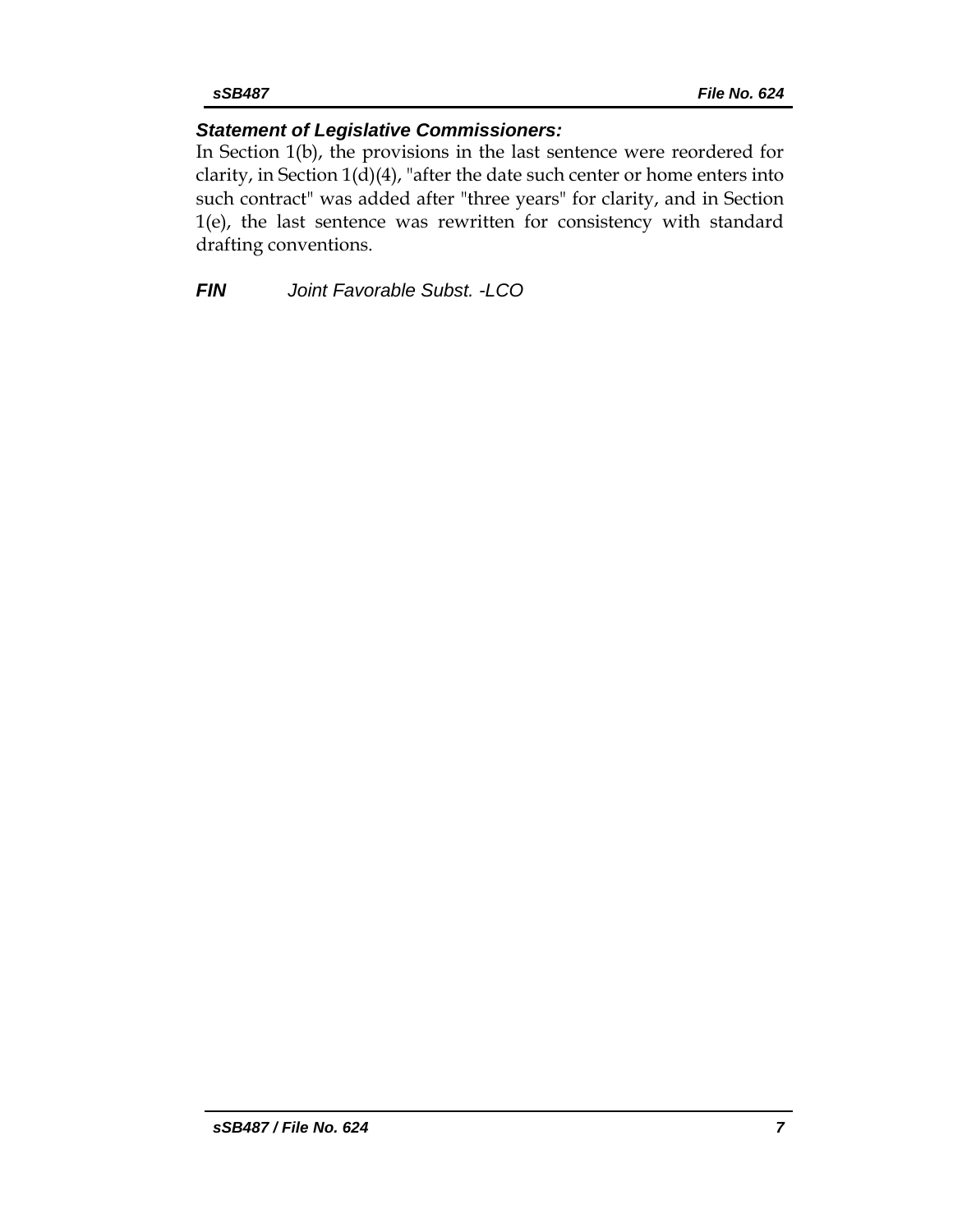***Statement of Legislative Commissioners:***

In Section 1(b), the provisions in the last sentence were reordered for clarity, in Section 1(d)(4), "after the date such center or home enters into such contract" was added after "three years" for clarity, and in Section 1(e), the last sentence was rewritten for consistency with standard drafting conventions.

***FIN*** *Joint Favorable Subst. -LCO*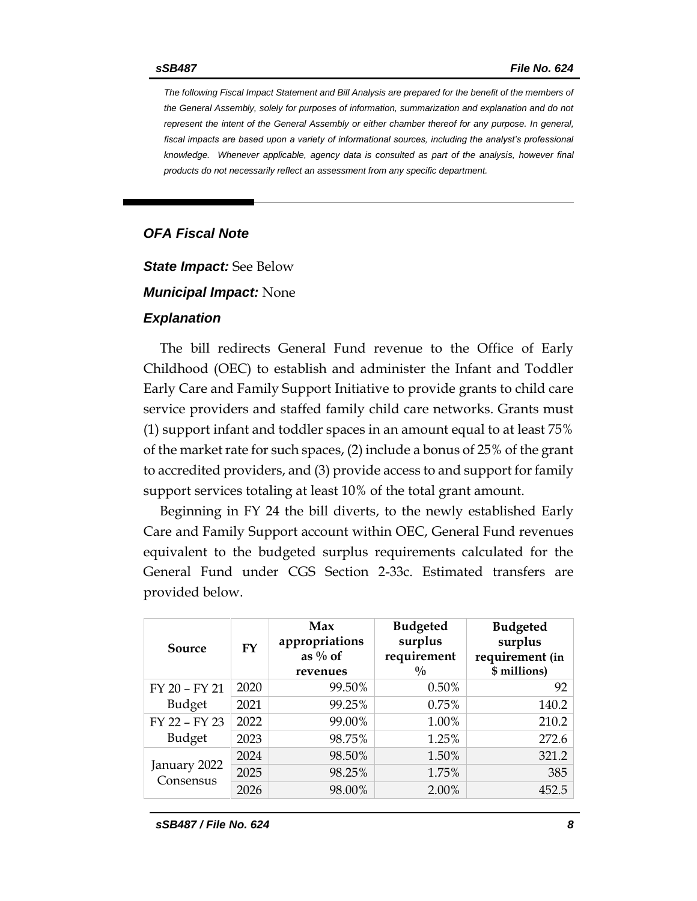*The following Fiscal Impact Statement and Bill Analysis are prepared for the benefit of the members of the General Assembly, solely for purposes of information, summarization and explanation and do not represent the intent of the General Assembly or either chamber thereof for any purpose. In general, fiscal impacts are based upon a variety of informational sources, including the analyst's professional knowledge. Whenever applicable, agency data is consulted as part of the analysis, however final products do not necessarily reflect an assessment from any specific department.*

## *OFA Fiscal Note*

***State Impact:*** See Below

***Municipal Impact:*** None

### *Explanation*

The bill redirects General Fund revenue to the Office of Early Childhood (OEC) to establish and administer the Infant and Toddler Early Care and Family Support Initiative to provide grants to child care service providers and staffed family child care networks. Grants must (1) support infant and toddler spaces in an amount equal to at least 75% of the market rate for such spaces, (2) include a bonus of 25% of the grant to accredited providers, and (3) provide access to and support for family support services totaling at least 10% of the total grant amount.

Beginning in FY 24 the bill diverts, to the newly established Early Care and Family Support account within OEC, General Fund revenues equivalent to the budgeted surplus requirements calculated for the General Fund under CGS Section 2-33c. Estimated transfers are provided below.

| Source | FY | Max appropriations as % of revenues | Budgeted surplus requirement % | Budgeted surplus requirement (in $ millions) |
|---|---|---|---|---|
| FY 20 – FY 21 Budget | 2020 | 99.50% | 0.50% | 92 |
| | 2021 | 99.25% | 0.75% | 140.2 |
| FY 22 – FY 23 Budget | 2022 | 99.00% | 1.00% | 210.2 |
| | 2023 | 98.75% | 1.25% | 272.6 |
| January 2022 Consensus | 2024 | 98.50% | 1.50% | 321.2 |
| | 2025 | 98.25% | 1.75% | 385 |
| | 2026 | 98.00% | 2.00% | 452.5 |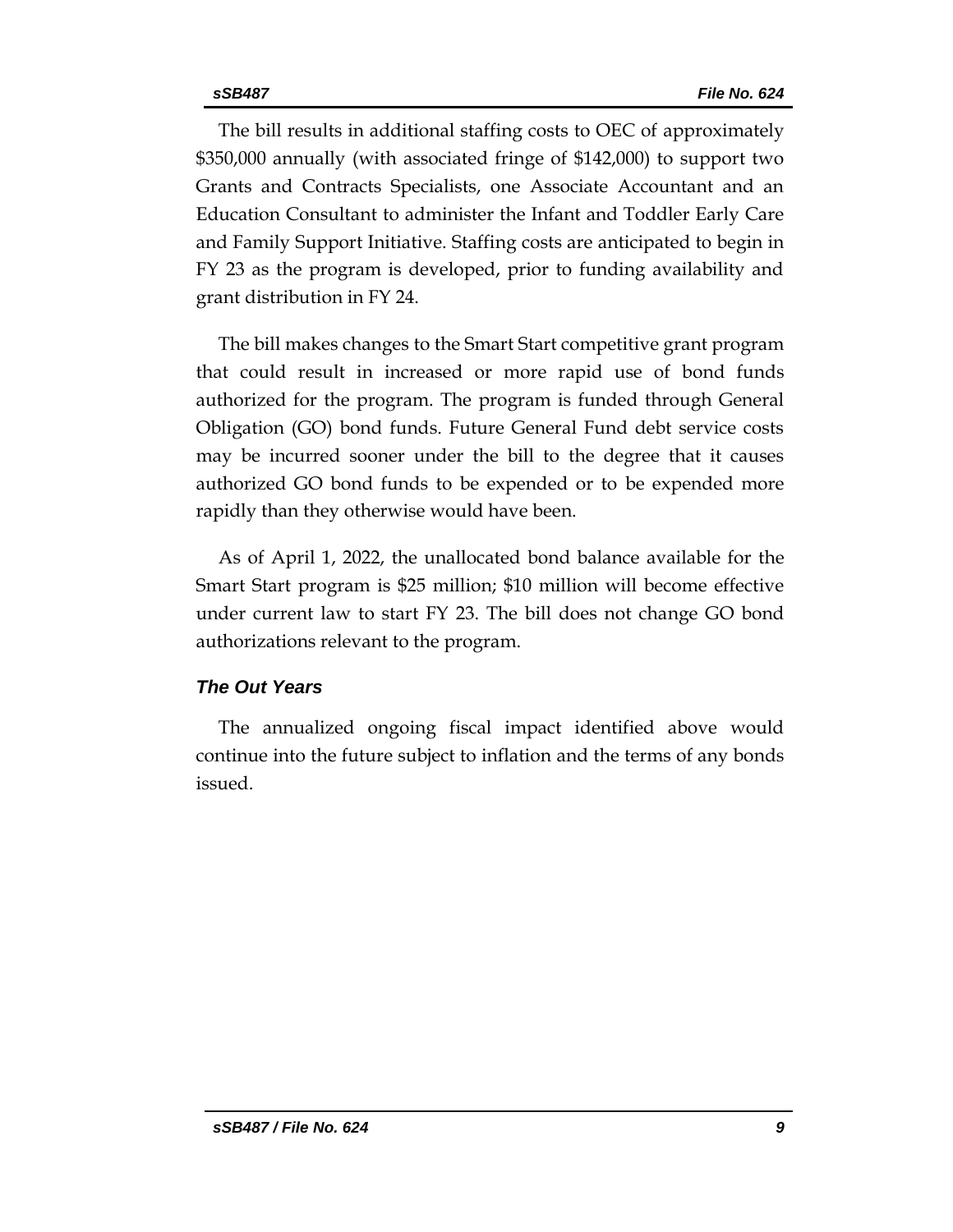The bill results in additional staffing costs to OEC of approximately $350,000 annually (with associated fringe of $142,000) to support two Grants and Contracts Specialists, one Associate Accountant and an Education Consultant to administer the Infant and Toddler Early Care and Family Support Initiative. Staffing costs are anticipated to begin in FY 23 as the program is developed, prior to funding availability and grant distribution in FY 24.

The bill makes changes to the Smart Start competitive grant program that could result in increased or more rapid use of bond funds authorized for the program. The program is funded through General Obligation (GO) bond funds. Future General Fund debt service costs may be incurred sooner under the bill to the degree that it causes authorized GO bond funds to be expended or to be expended more rapidly than they otherwise would have been.

As of April 1, 2022, the unallocated bond balance available for the Smart Start program is $25 million; $10 million will become effective under current law to start FY 23. The bill does not change GO bond authorizations relevant to the program.

### *The Out Years*

The annualized ongoing fiscal impact identified above would continue into the future subject to inflation and the terms of any bonds issued.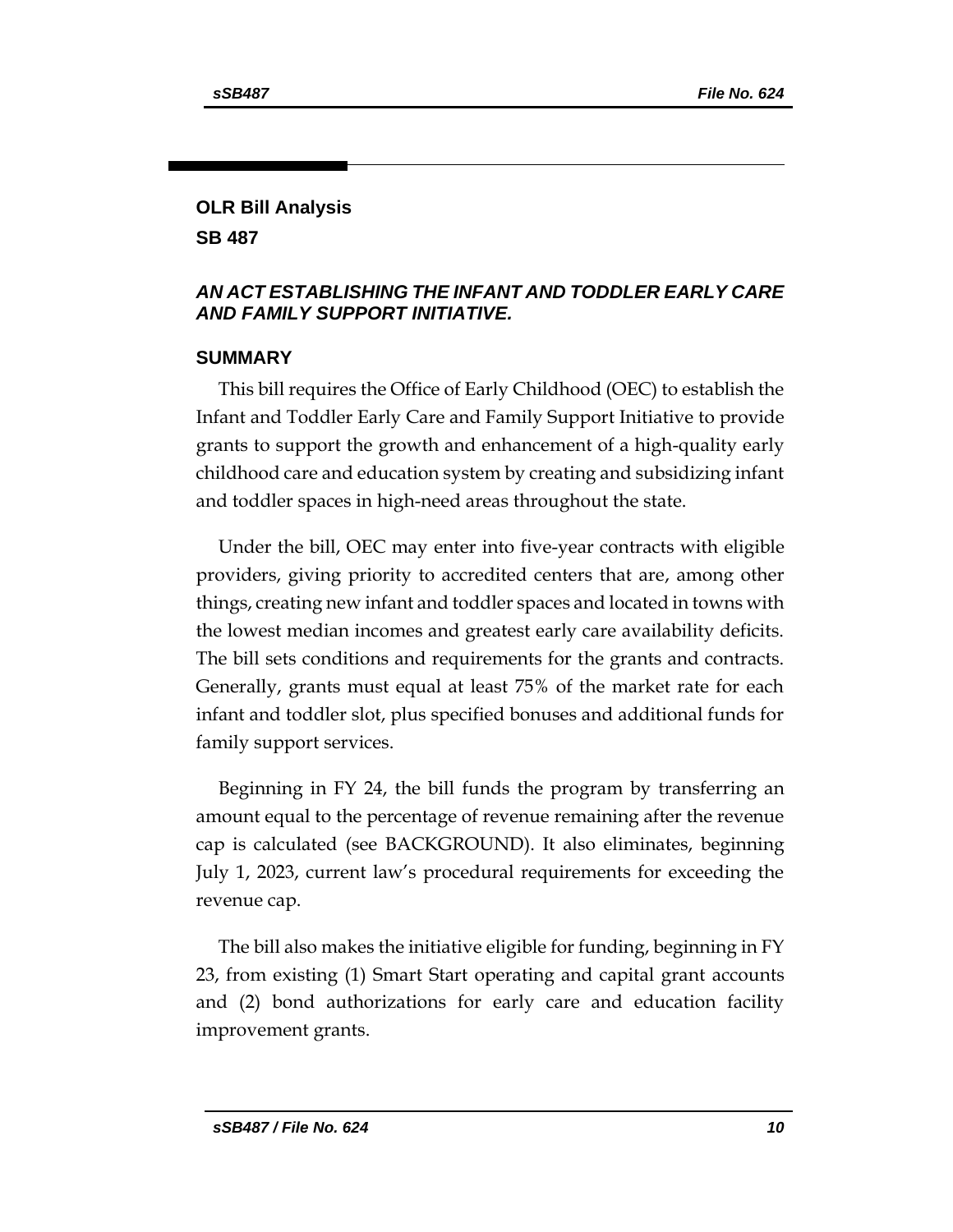## OLR Bill Analysis

## SB 487

### *AN ACT ESTABLISHING THE INFANT AND TODDLER EARLY CARE AND FAMILY SUPPORT INITIATIVE.*

### SUMMARY

This bill requires the Office of Early Childhood (OEC) to establish the Infant and Toddler Early Care and Family Support Initiative to provide grants to support the growth and enhancement of a high-quality early childhood care and education system by creating and subsidizing infant and toddler spaces in high-need areas throughout the state.

Under the bill, OEC may enter into five-year contracts with eligible providers, giving priority to accredited centers that are, among other things, creating new infant and toddler spaces and located in towns with the lowest median incomes and greatest early care availability deficits. The bill sets conditions and requirements for the grants and contracts. Generally, grants must equal at least 75% of the market rate for each infant and toddler slot, plus specified bonuses and additional funds for family support services.

Beginning in FY 24, the bill funds the program by transferring an amount equal to the percentage of revenue remaining after the revenue cap is calculated (see BACKGROUND). It also eliminates, beginning July 1, 2023, current law's procedural requirements for exceeding the revenue cap.

The bill also makes the initiative eligible for funding, beginning in FY 23, from existing (1) Smart Start operating and capital grant accounts and (2) bond authorizations for early care and education facility improvement grants.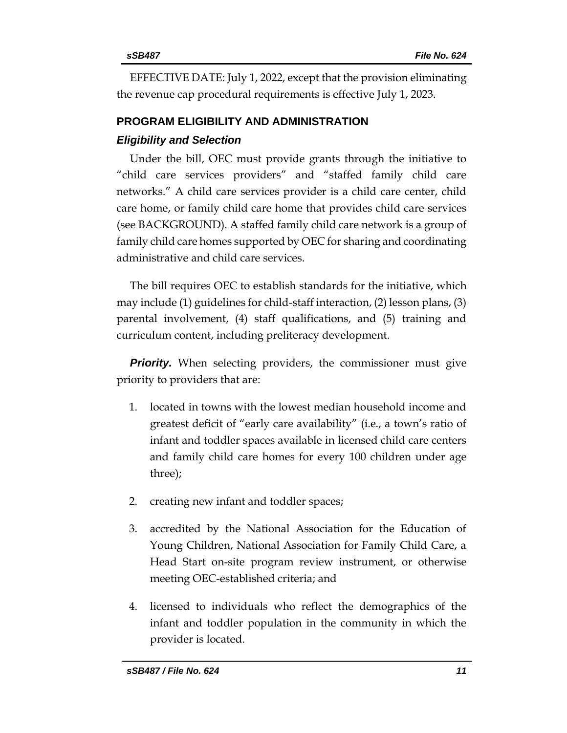EFFECTIVE DATE: July 1, 2022, except that the provision eliminating the revenue cap procedural requirements is effective July 1, 2023.

## PROGRAM ELIGIBILITY AND ADMINISTRATION

### *Eligibility and Selection*

Under the bill, OEC must provide grants through the initiative to "child care services providers" and "staffed family child care networks." A child care services provider is a child care center, child care home, or family child care home that provides child care services (see BACKGROUND). A staffed family child care network is a group of family child care homes supported by OEC for sharing and coordinating administrative and child care services.

The bill requires OEC to establish standards for the initiative, which may include (1) guidelines for child-staff interaction, (2) lesson plans, (3) parental involvement, (4) staff qualifications, and (5) training and curriculum content, including preliteracy development.

***Priority.*** When selecting providers, the commissioner must give priority to providers that are:

1. located in towns with the lowest median household income and greatest deficit of "early care availability" (i.e., a town's ratio of infant and toddler spaces available in licensed child care centers and family child care homes for every 100 children under age three);
2. creating new infant and toddler spaces;
3. accredited by the National Association for the Education of Young Children, National Association for Family Child Care, a Head Start on-site program review instrument, or otherwise meeting OEC-established criteria; and
4. licensed to individuals who reflect the demographics of the infant and toddler population in the community in which the provider is located.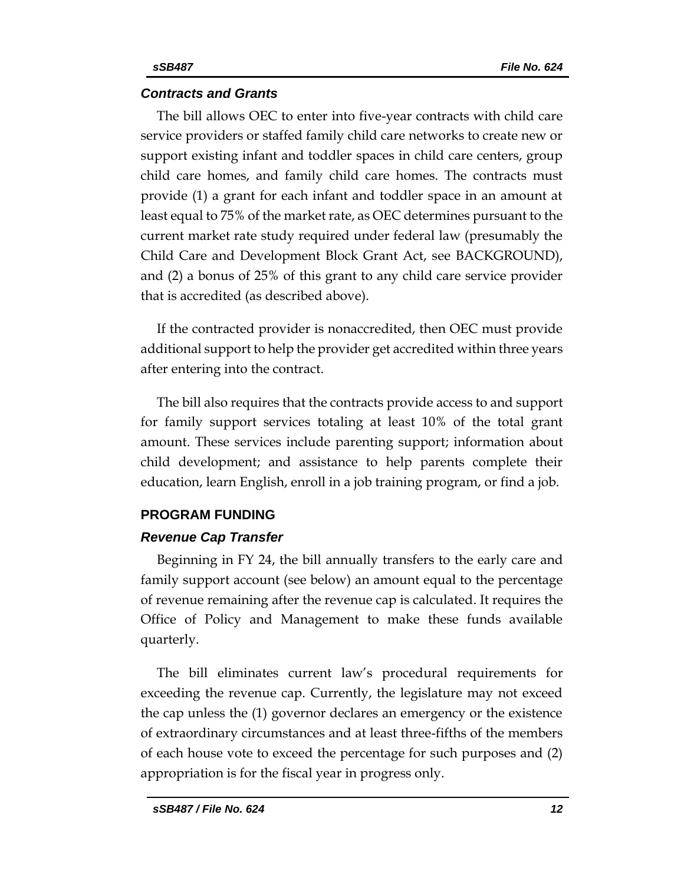### *Contracts and Grants*

The bill allows OEC to enter into five-year contracts with child care service providers or staffed family child care networks to create new or support existing infant and toddler spaces in child care centers, group child care homes, and family child care homes. The contracts must provide (1) a grant for each infant and toddler space in an amount at least equal to 75% of the market rate, as OEC determines pursuant to the current market rate study required under federal law (presumably the Child Care and Development Block Grant Act, see BACKGROUND), and (2) a bonus of 25% of this grant to any child care service provider that is accredited (as described above).

If the contracted provider is nonaccredited, then OEC must provide additional support to help the provider get accredited within three years after entering into the contract.

The bill also requires that the contracts provide access to and support for family support services totaling at least 10% of the total grant amount. These services include parenting support; information about child development; and assistance to help parents complete their education, learn English, enroll in a job training program, or find a job.

## PROGRAM FUNDING

### *Revenue Cap Transfer*

Beginning in FY 24, the bill annually transfers to the early care and family support account (see below) an amount equal to the percentage of revenue remaining after the revenue cap is calculated. It requires the Office of Policy and Management to make these funds available quarterly.

The bill eliminates current law's procedural requirements for exceeding the revenue cap. Currently, the legislature may not exceed the cap unless the (1) governor declares an emergency or the existence of extraordinary circumstances and at least three-fifths of the members of each house vote to exceed the percentage for such purposes and (2) appropriation is for the fiscal year in progress only.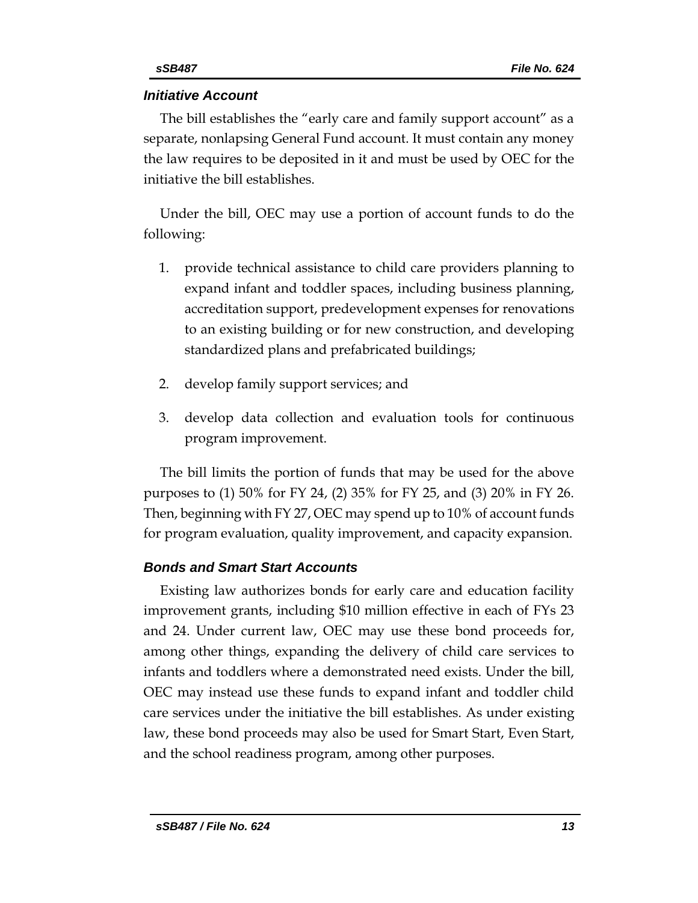### *Initiative Account*

The bill establishes the "early care and family support account" as a separate, nonlapsing General Fund account. It must contain any money the law requires to be deposited in it and must be used by OEC for the initiative the bill establishes.

Under the bill, OEC may use a portion of account funds to do the following:

1. provide technical assistance to child care providers planning to expand infant and toddler spaces, including business planning, accreditation support, predevelopment expenses for renovations to an existing building or for new construction, and developing standardized plans and prefabricated buildings;
2. develop family support services; and
3. develop data collection and evaluation tools for continuous program improvement.

The bill limits the portion of funds that may be used for the above purposes to (1) 50% for FY 24, (2) 35% for FY 25, and (3) 20% in FY 26. Then, beginning with FY 27, OEC may spend up to 10% of account funds for program evaluation, quality improvement, and capacity expansion.

### *Bonds and Smart Start Accounts*

Existing law authorizes bonds for early care and education facility improvement grants, including $10 million effective in each of FYs 23 and 24. Under current law, OEC may use these bond proceeds for, among other things, expanding the delivery of child care services to infants and toddlers where a demonstrated need exists. Under the bill, OEC may instead use these funds to expand infant and toddler child care services under the initiative the bill establishes. As under existing law, these bond proceeds may also be used for Smart Start, Even Start, and the school readiness program, among other purposes.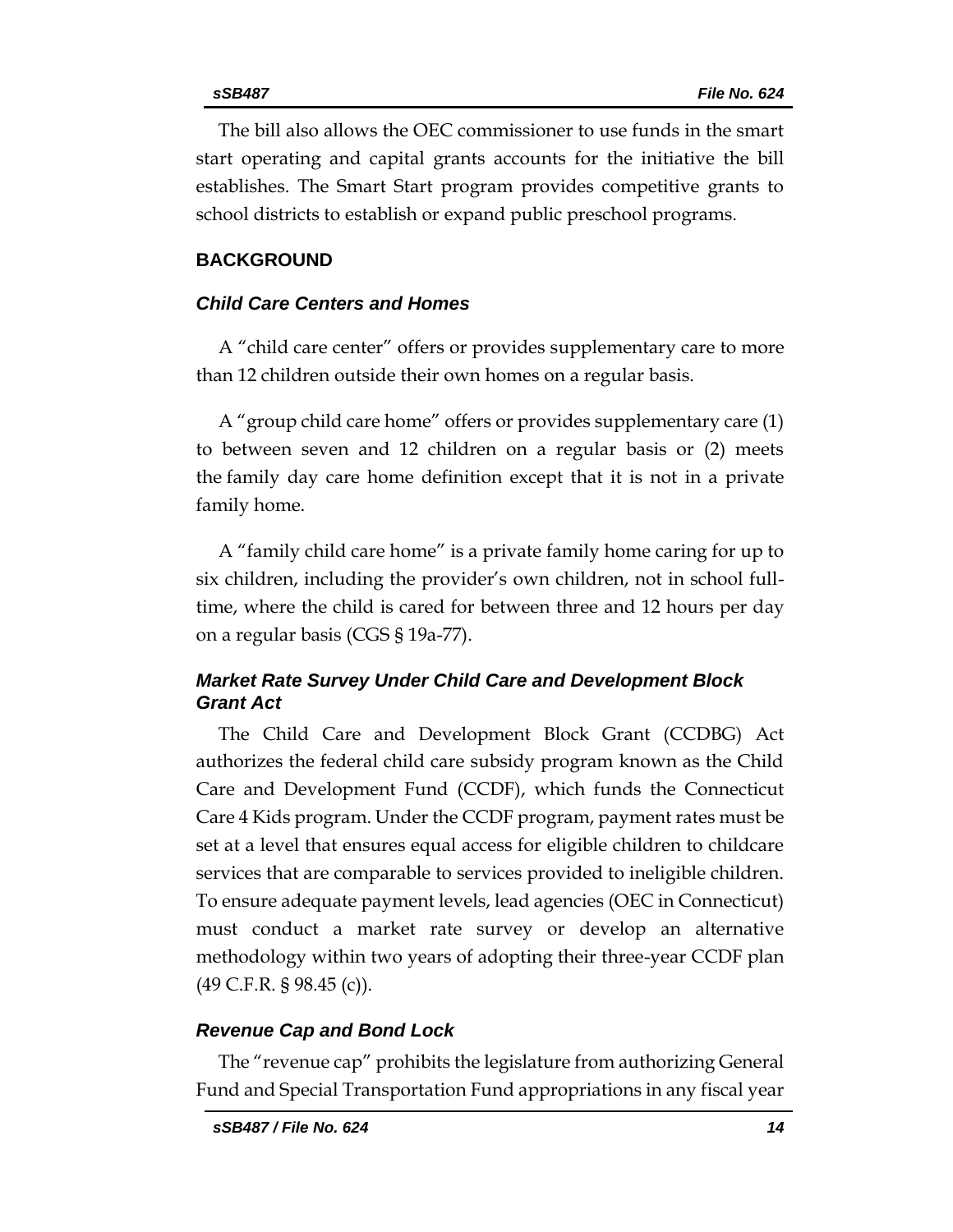The bill also allows the OEC commissioner to use funds in the smart start operating and capital grants accounts for the initiative the bill establishes. The Smart Start program provides competitive grants to school districts to establish or expand public preschool programs.

## BACKGROUND

### *Child Care Centers and Homes*

A "child care center" offers or provides supplementary care to more than 12 children outside their own homes on a regular basis.

A "group child care home" offers or provides supplementary care (1) to between seven and 12 children on a regular basis or (2) meets the family day care home definition except that it is not in a private family home.

A "family child care home" is a private family home caring for up to six children, including the provider's own children, not in school full-time, where the child is cared for between three and 12 hours per day on a regular basis (CGS § 19a-77).

### *Market Rate Survey Under Child Care and Development Block Grant Act*

The Child Care and Development Block Grant (CCDBG) Act authorizes the federal child care subsidy program known as the Child Care and Development Fund (CCDF), which funds the Connecticut Care 4 Kids program. Under the CCDF program, payment rates must be set at a level that ensures equal access for eligible children to childcare services that are comparable to services provided to ineligible children. To ensure adequate payment levels, lead agencies (OEC in Connecticut) must conduct a market rate survey or develop an alternative methodology within two years of adopting their three-year CCDF plan (49 C.F.R. § 98.45 (c)).

### *Revenue Cap and Bond Lock*

The "revenue cap" prohibits the legislature from authorizing General Fund and Special Transportation Fund appropriations in any fiscal year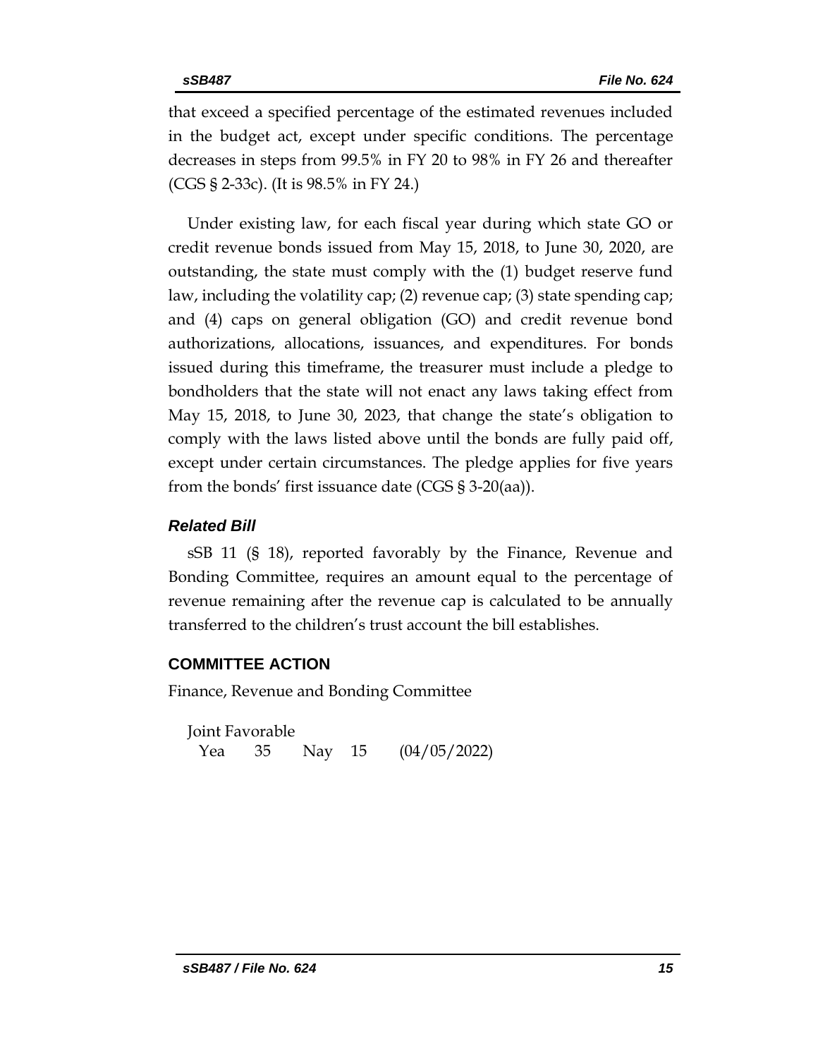that exceed a specified percentage of the estimated revenues included in the budget act, except under specific conditions. The percentage decreases in steps from 99.5% in FY 20 to 98% in FY 26 and thereafter (CGS § 2-33c). (It is 98.5% in FY 24.)

Under existing law, for each fiscal year during which state GO or credit revenue bonds issued from May 15, 2018, to June 30, 2020, are outstanding, the state must comply with the (1) budget reserve fund law, including the volatility cap; (2) revenue cap; (3) state spending cap; and (4) caps on general obligation (GO) and credit revenue bond authorizations, allocations, issuances, and expenditures. For bonds issued during this timeframe, the treasurer must include a pledge to bondholders that the state will not enact any laws taking effect from May 15, 2018, to June 30, 2023, that change the state's obligation to comply with the laws listed above until the bonds are fully paid off, except under certain circumstances. The pledge applies for five years from the bonds' first issuance date (CGS § 3-20(aa)).

### *Related Bill*

sSB 11 (§ 18), reported favorably by the Finance, Revenue and Bonding Committee, requires an amount equal to the percentage of revenue remaining after the revenue cap is calculated to be annually transferred to the children's trust account the bill establishes.

## COMMITTEE ACTION

Finance, Revenue and Bonding Committee

| | | | | |
|---|---|---|---|---|
| Joint Favorable | | | | |
| Yea | 35 | Nay | 15 | (04/05/2022) |